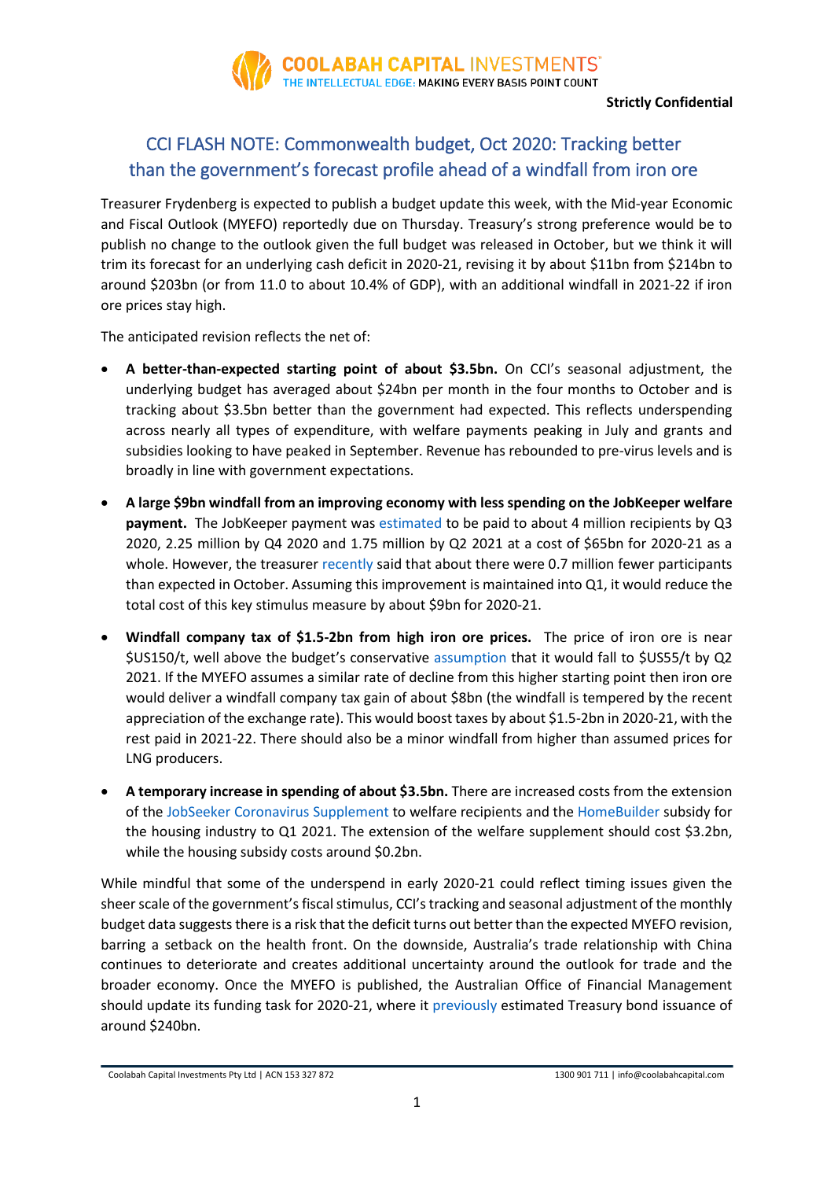**Strictly Confidential**

# CCI FLASH NOTE: Commonwealth budget, Oct 2020: Tracking better than the government's forecast profile ahead of a windfall from iron ore

Treasurer Frydenberg is expected to publish a budget update this week, with the Mid-year Economic and Fiscal Outlook (MYEFO) reportedly due on Thursday. Treasury's strong preference would be to publish no change to the outlook given the full budget was released in October, but we think it will trim its forecast for an underlying cash deficit in 2020-21, revising it by about $11bn from $214bn to around $203bn (or from 11.0 to about 10.4% of GDP), with an additional windfall in 2021-22 if iron ore prices stay high.

The anticipated revision reflects the net of:

- **A better-than-expected starting point of about $3.5bn.** On CCI's seasonal adjustment, the underlying budget has averaged about $24bn per month in the four months to October and is tracking about $3.5bn better than the government had expected. This reflects underspending across nearly all types of expenditure, with welfare payments peaking in July and grants and subsidies looking to have peaked in September. Revenue has rebounded to pre-virus levels and is broadly in line with government expectations.
- **A large $9bn windfall from an improving economy with less spending on the JobKeeper welfare payment.** The JobKeeper payment was estimated to be paid to about 4 million recipients by Q3 2020, 2.25 million by Q4 2020 and 1.75 million by Q2 2021 at a cost of $65bn for 2020-21 as a whole. However, the treasurer recently said that about there were 0.7 million fewer participants than expected in October. Assuming this improvement is maintained into Q1, it would reduce the total cost of this key stimulus measure by about $9bn for 2020-21.
- **Windfall company tax of $1.5-2bn from high iron ore prices.** The price of iron ore is near $US150/t, well above the budget's conservative assumption that it would fall to $US55/t by Q2 2021. If the MYEFO assumes a similar rate of decline from this higher starting point then iron ore would deliver a windfall company tax gain of about $8bn (the windfall is tempered by the recent appreciation of the exchange rate). This would boost taxes by about $1.5-2bn in 2020-21, with the rest paid in 2021-22. There should also be a minor windfall from higher than assumed prices for LNG producers.
- **A temporary increase in spending of about $3.5bn.** There are increased costs from the extension of the JobSeeker Coronavirus Supplement to welfare recipients and the HomeBuilder subsidy for the housing industry to Q1 2021. The extension of the welfare supplement should cost $3.2bn, while the housing subsidy costs around $0.2bn.

While mindful that some of the underspend in early 2020-21 could reflect timing issues given the sheer scale of the government's fiscal stimulus, CCI's tracking and seasonal adjustment of the monthly budget data suggests there is a risk that the deficit turns out better than the expected MYEFO revision, barring a setback on the health front. On the downside, Australia's trade relationship with China continues to deteriorate and creates additional uncertainty around the outlook for trade and the broader economy. Once the MYEFO is published, the Australian Office of Financial Management should update its funding task for 2020-21, where it previously estimated Treasury bond issuance of around $240bn.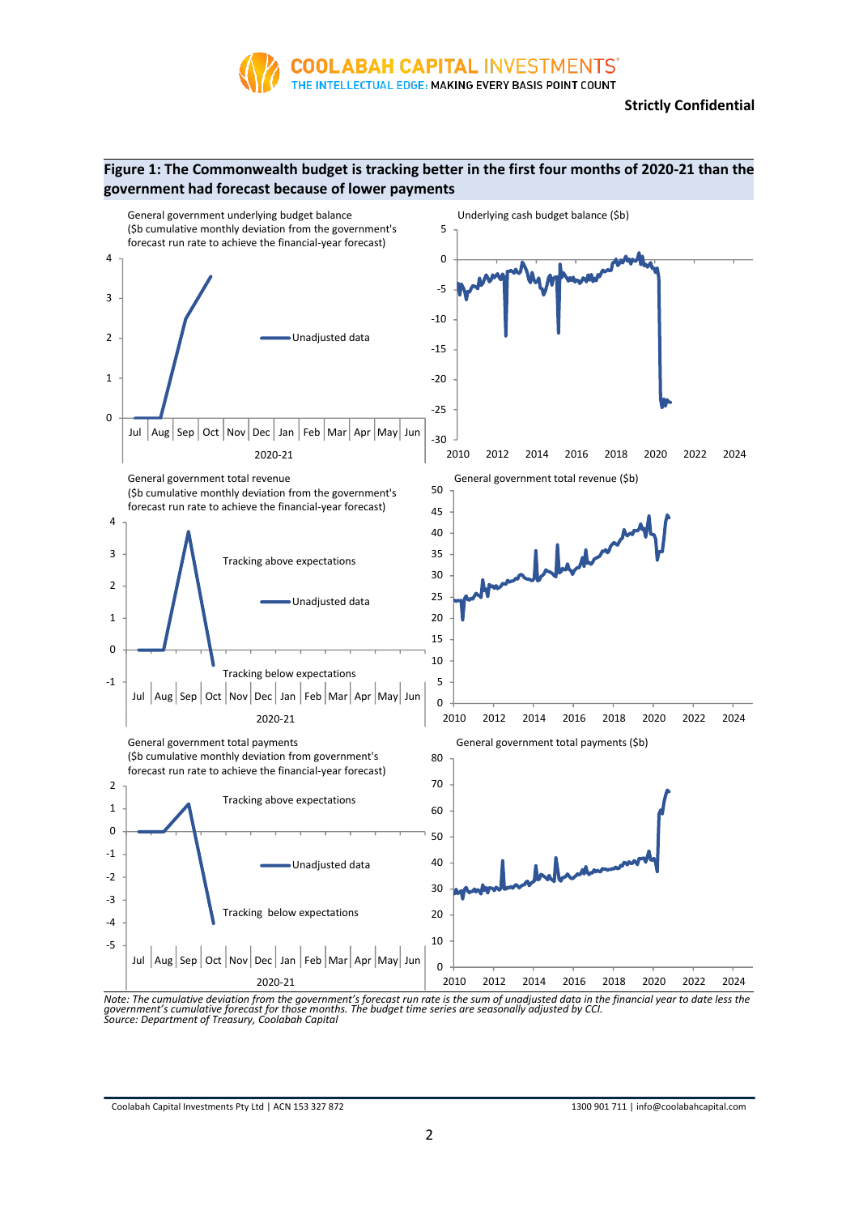**Strictly Confidential**

**Figure 1: The Commonwealth budget is tracking better in the first four months of 2020-21 than the government had forecast because of lower payments**

General government underlying budget balance
($b cumulative monthly deviation from the government's forecast run rate to achieve the financial-year forecast)

Underlying cash budget balance ($b)

General government total revenue
($b cumulative monthly deviation from the government's forecast run rate to achieve the financial-year forecast)

General government total revenue ($b)

General government total payments
($b cumulative monthly deviation from government's forecast run rate to achieve the financial-year forecast)

General government total payments ($b)

*Note: The cumulative deviation from the government's forecast run rate is the sum of unadjusted data in the financial year to date less the government's cumulative forecast for those months. The budget time series are seasonally adjusted by CCI.*
*Source: Department of Treasury, Coolabah Capital*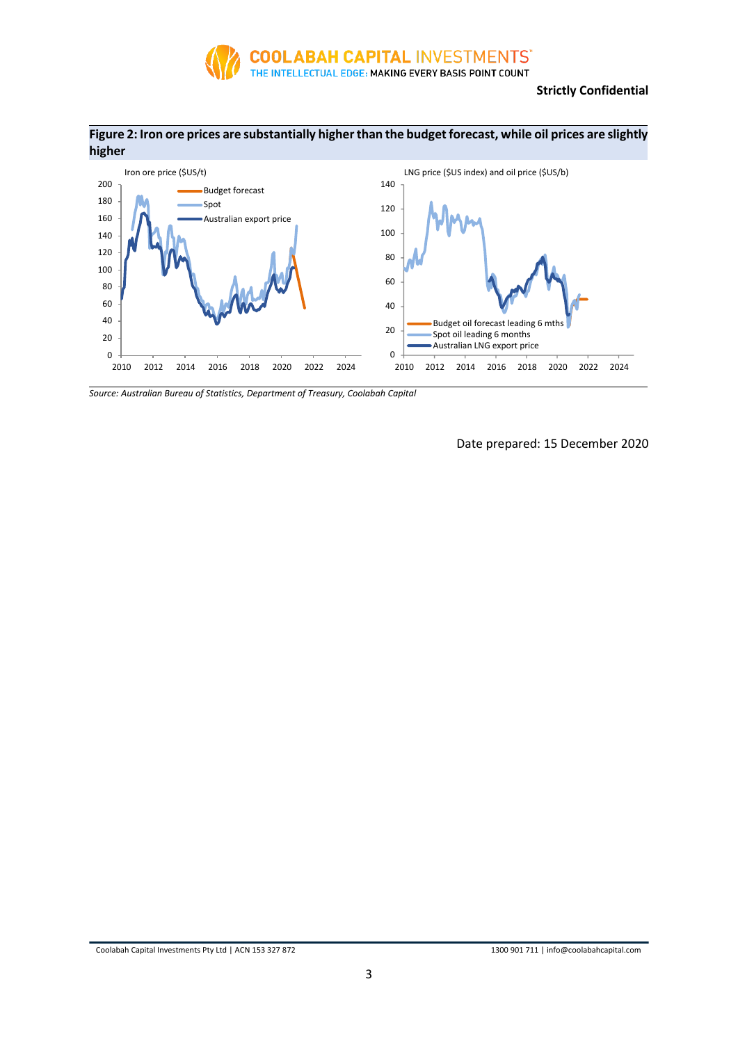**Strictly Confidential**

**Figure 2: Iron ore prices are substantially higher than the budget forecast, while oil prices are slightly higher**

Iron ore price ($US/t)

- Budget forecast
- Spot
- Australian export price

LNG price ($US index) and oil price ($US/b)

- Budget oil forecast leading 6 mths
- Spot oil leading 6 months
- Australian LNG export price

*Source: Australian Bureau of Statistics, Department of Treasury, Coolabah Capital*

Date prepared: 15 December 2020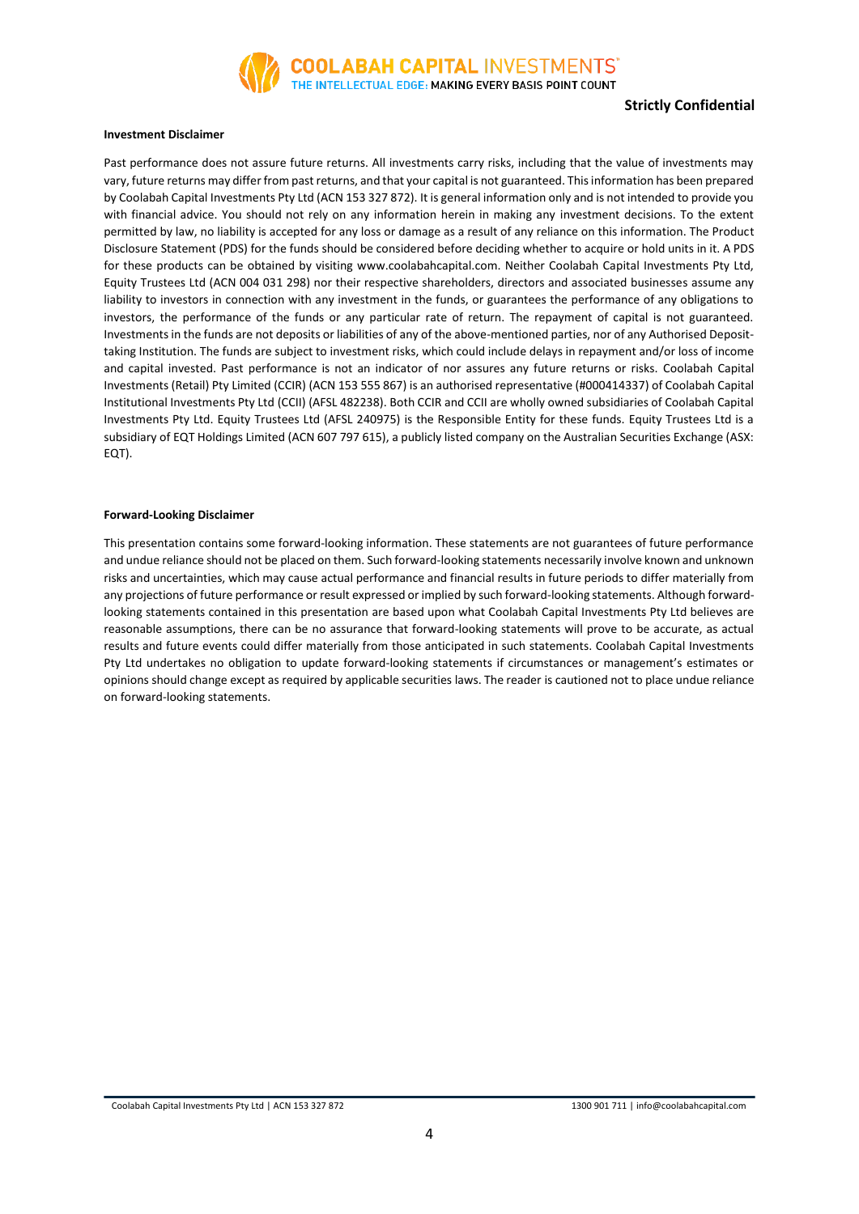**Strictly Confidential**

**Investment Disclaimer**

Past performance does not assure future returns. All investments carry risks, including that the value of investments may vary, future returns may differ from past returns, and that your capital is not guaranteed. This information has been prepared by Coolabah Capital Investments Pty Ltd (ACN 153 327 872). It is general information only and is not intended to provide you with financial advice. You should not rely on any information herein in making any investment decisions. To the extent permitted by law, no liability is accepted for any loss or damage as a result of any reliance on this information. The Product Disclosure Statement (PDS) for the funds should be considered before deciding whether to acquire or hold units in it. A PDS for these products can be obtained by visiting www.coolabahcapital.com. Neither Coolabah Capital Investments Pty Ltd, Equity Trustees Ltd (ACN 004 031 298) nor their respective shareholders, directors and associated businesses assume any liability to investors in connection with any investment in the funds, or guarantees the performance of any obligations to investors, the performance of the funds or any particular rate of return. The repayment of capital is not guaranteed. Investments in the funds are not deposits or liabilities of any of the above-mentioned parties, nor of any Authorised Deposit-taking Institution. The funds are subject to investment risks, which could include delays in repayment and/or loss of income and capital invested. Past performance is not an indicator of nor assures any future returns or risks. Coolabah Capital Investments (Retail) Pty Limited (CCIR) (ACN 153 555 867) is an authorised representative (#000414337) of Coolabah Capital Institutional Investments Pty Ltd (CCII) (AFSL 482238). Both CCIR and CCII are wholly owned subsidiaries of Coolabah Capital Investments Pty Ltd. Equity Trustees Ltd (AFSL 240975) is the Responsible Entity for these funds. Equity Trustees Ltd is a subsidiary of EQT Holdings Limited (ACN 607 797 615), a publicly listed company on the Australian Securities Exchange (ASX: EQT).

**Forward-Looking Disclaimer**

This presentation contains some forward-looking information. These statements are not guarantees of future performance and undue reliance should not be placed on them. Such forward-looking statements necessarily involve known and unknown risks and uncertainties, which may cause actual performance and financial results in future periods to differ materially from any projections of future performance or result expressed or implied by such forward-looking statements. Although forward-looking statements contained in this presentation are based upon what Coolabah Capital Investments Pty Ltd believes are reasonable assumptions, there can be no assurance that forward-looking statements will prove to be accurate, as actual results and future events could differ materially from those anticipated in such statements. Coolabah Capital Investments Pty Ltd undertakes no obligation to update forward-looking statements if circumstances or management's estimates or opinions should change except as required by applicable securities laws. The reader is cautioned not to place undue reliance on forward-looking statements.